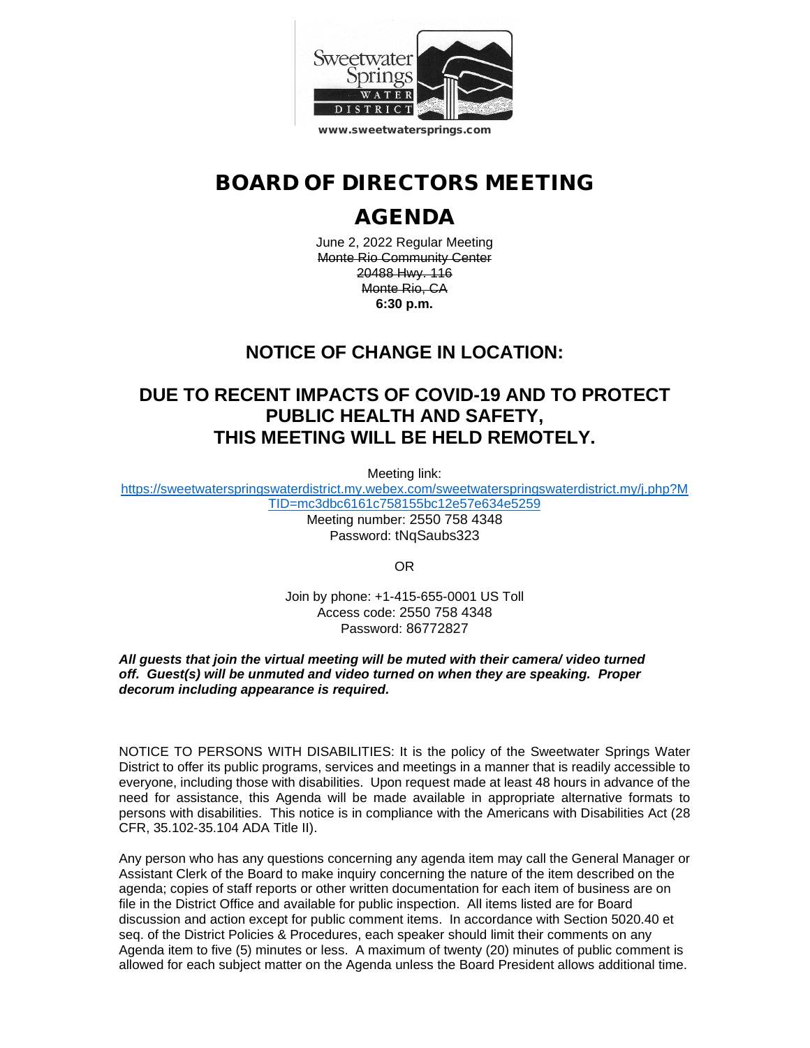Sweetwater Springs WATER DISTRICT

www.sweetwatersprings.com

# BOARD OF DIRECTORS MEETING

# AGENDA

June 2, 2022 Regular Meeting
~~Monte Rio Community Center~~
~~20488 Hwy. 116~~
~~Monte Rio, CA~~
**6:30 p.m.**

## NOTICE OF CHANGE IN LOCATION:

## DUE TO RECENT IMPACTS OF COVID-19 AND TO PROTECT PUBLIC HEALTH AND SAFETY, THIS MEETING WILL BE HELD REMOTELY.

Meeting link:
https://sweetwaterspringswaterdistrict.my.webex.com/sweetwaterspringswaterdistrict.my/j.php?MTID=mc3dbc6161c758155bc12e57e634e5259
Meeting number: 2550 758 4348
Password: tNqSaubs323

OR

Join by phone: +1-415-655-0001 US Toll
Access code: 2550 758 4348
Password: 86772827

***All guests that join the virtual meeting will be muted with their camera/ video turned off. Guest(s) will be unmuted and video turned on when they are speaking. Proper decorum including appearance is required.***

NOTICE TO PERSONS WITH DISABILITIES: It is the policy of the Sweetwater Springs Water District to offer its public programs, services and meetings in a manner that is readily accessible to everyone, including those with disabilities. Upon request made at least 48 hours in advance of the need for assistance, this Agenda will be made available in appropriate alternative formats to persons with disabilities. This notice is in compliance with the Americans with Disabilities Act (28 CFR, 35.102-35.104 ADA Title II).

Any person who has any questions concerning any agenda item may call the General Manager or Assistant Clerk of the Board to make inquiry concerning the nature of the item described on the agenda; copies of staff reports or other written documentation for each item of business are on file in the District Office and available for public inspection. All items listed are for Board discussion and action except for public comment items. In accordance with Section 5020.40 et seq. of the District Policies & Procedures, each speaker should limit their comments on any Agenda item to five (5) minutes or less. A maximum of twenty (20) minutes of public comment is allowed for each subject matter on the Agenda unless the Board President allows additional time.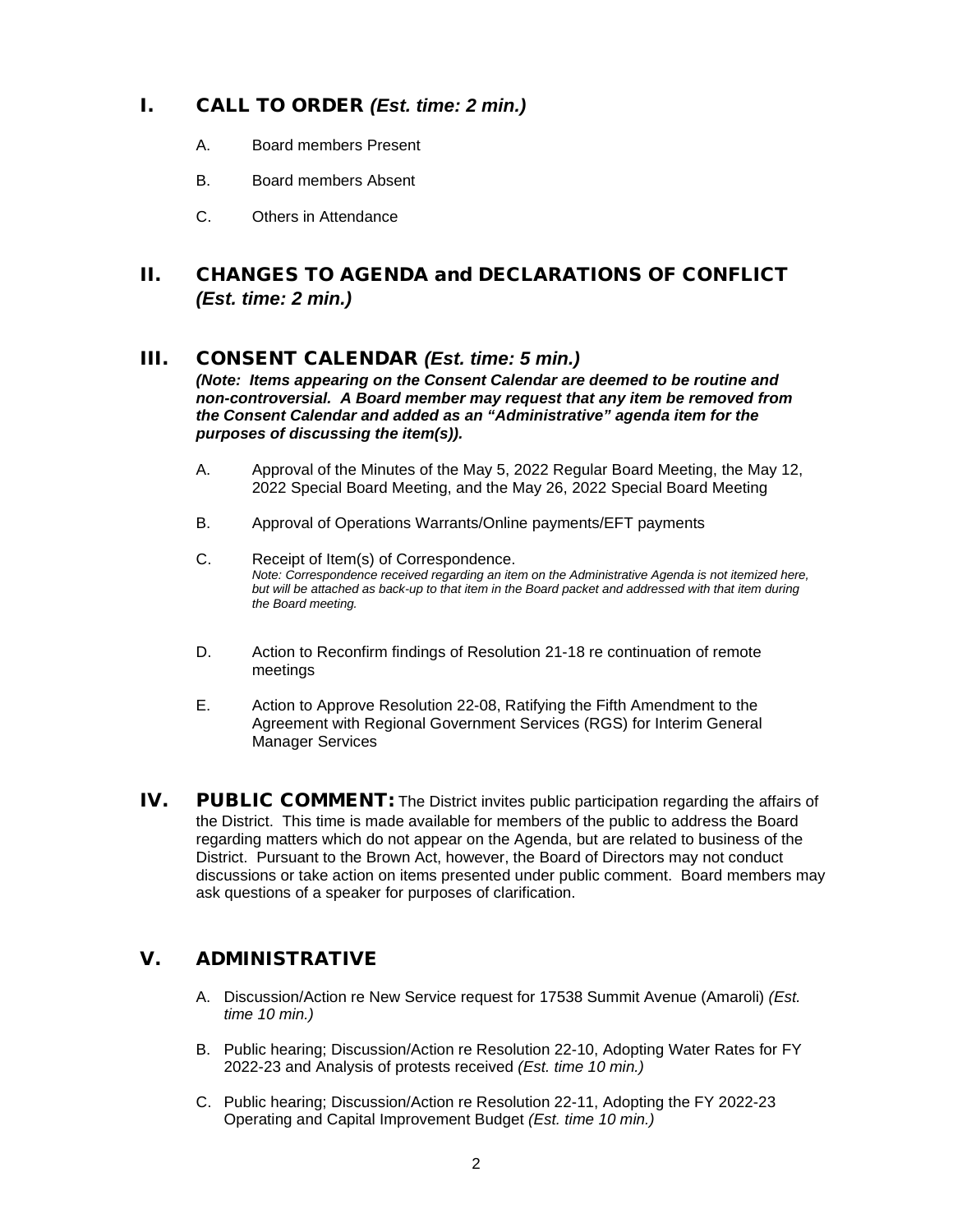## I. CALL TO ORDER *(Est. time: 2 min.)*

A. Board members Present

B. Board members Absent

C. Others in Attendance

## II. CHANGES TO AGENDA and DECLARATIONS OF CONFLICT *(Est. time: 2 min.)*

## III. CONSENT CALENDAR *(Est. time: 5 min.)*

***(Note: Items appearing on the Consent Calendar are deemed to be routine and non-controversial. A Board member may request that any item be removed from the Consent Calendar and added as an "Administrative" agenda item for the purposes of discussing the item(s)).***

A. Approval of the Minutes of the May 5, 2022 Regular Board Meeting, the May 12, 2022 Special Board Meeting, and the May 26, 2022 Special Board Meeting

B. Approval of Operations Warrants/Online payments/EFT payments

C. Receipt of Item(s) of Correspondence.
*Note: Correspondence received regarding an item on the Administrative Agenda is not itemized here, but will be attached as back-up to that item in the Board packet and addressed with that item during the Board meeting.*

D. Action to Reconfirm findings of Resolution 21-18 re continuation of remote meetings

E. Action to Approve Resolution 22-08, Ratifying the Fifth Amendment to the Agreement with Regional Government Services (RGS) for Interim General Manager Services

## IV. PUBLIC COMMENT:

The District invites public participation regarding the affairs of the District. This time is made available for members of the public to address the Board regarding matters which do not appear on the Agenda, but are related to business of the District. Pursuant to the Brown Act, however, the Board of Directors may not conduct discussions or take action on items presented under public comment. Board members may ask questions of a speaker for purposes of clarification.

## V. ADMINISTRATIVE

A. Discussion/Action re New Service request for 17538 Summit Avenue (Amaroli) *(Est. time 10 min.)*

B. Public hearing; Discussion/Action re Resolution 22-10, Adopting Water Rates for FY 2022-23 and Analysis of protests received *(Est. time 10 min.)*

C. Public hearing; Discussion/Action re Resolution 22-11, Adopting the FY 2022-23 Operating and Capital Improvement Budget *(Est. time 10 min.)*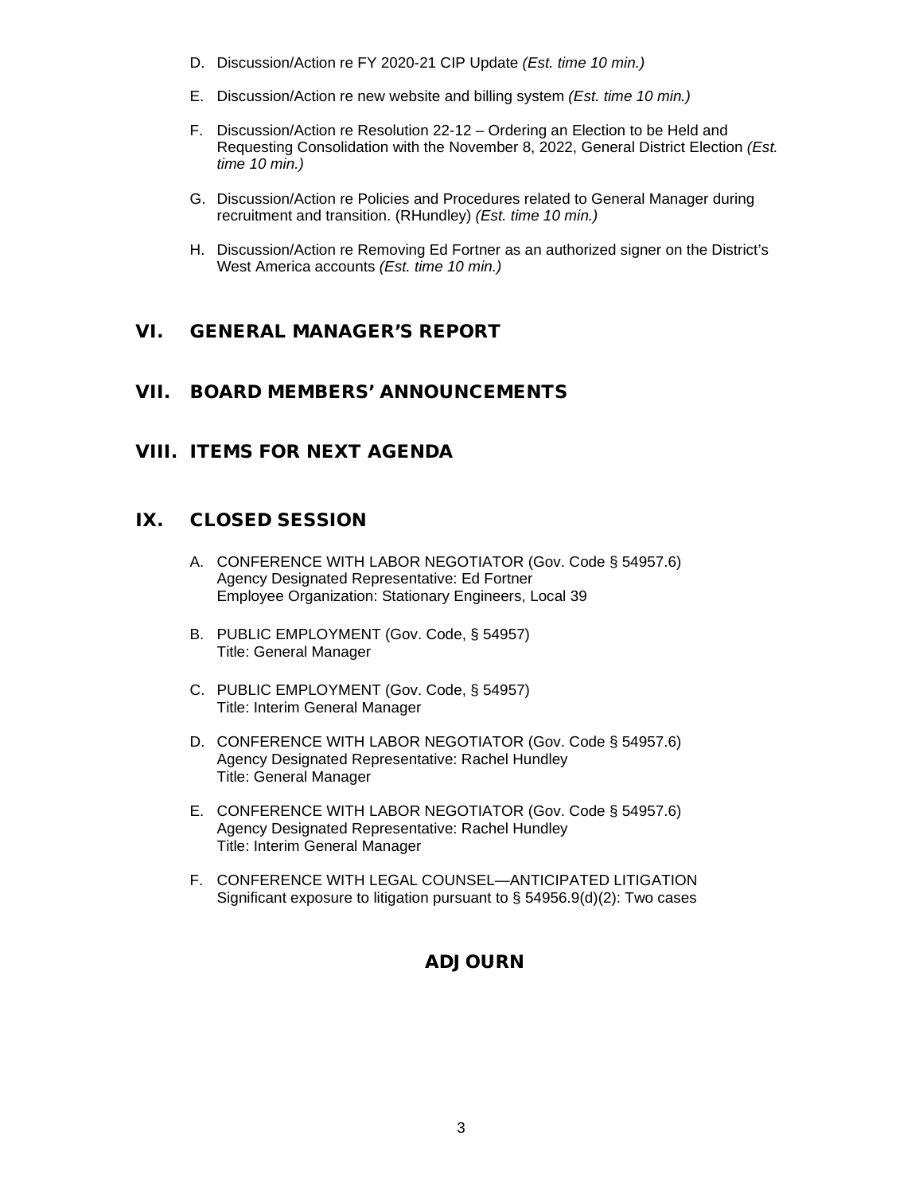D. Discussion/Action re FY 2020-21 CIP Update *(Est. time 10 min.)*

E. Discussion/Action re new website and billing system *(Est. time 10 min.)*

F. Discussion/Action re Resolution 22-12 – Ordering an Election to be Held and Requesting Consolidation with the November 8, 2022, General District Election *(Est. time 10 min.)*

G. Discussion/Action re Policies and Procedures related to General Manager during recruitment and transition. (RHundley) *(Est. time 10 min.)*

H. Discussion/Action re Removing Ed Fortner as an authorized signer on the District's West America accounts *(Est. time 10 min.)*

## VI. GENERAL MANAGER'S REPORT

## VII. BOARD MEMBERS' ANNOUNCEMENTS

## VIII. ITEMS FOR NEXT AGENDA

## IX. CLOSED SESSION

A. CONFERENCE WITH LABOR NEGOTIATOR (Gov. Code § 54957.6)
Agency Designated Representative: Ed Fortner
Employee Organization: Stationary Engineers, Local 39

B. PUBLIC EMPLOYMENT (Gov. Code, § 54957)
Title: General Manager

C. PUBLIC EMPLOYMENT (Gov. Code, § 54957)
Title: Interim General Manager

D. CONFERENCE WITH LABOR NEGOTIATOR (Gov. Code § 54957.6)
Agency Designated Representative: Rachel Hundley
Title: General Manager

E. CONFERENCE WITH LABOR NEGOTIATOR (Gov. Code § 54957.6)
Agency Designated Representative: Rachel Hundley
Title: Interim General Manager

F. CONFERENCE WITH LEGAL COUNSEL—ANTICIPATED LITIGATION
Significant exposure to litigation pursuant to § 54956.9(d)(2): Two cases

## ADJOURN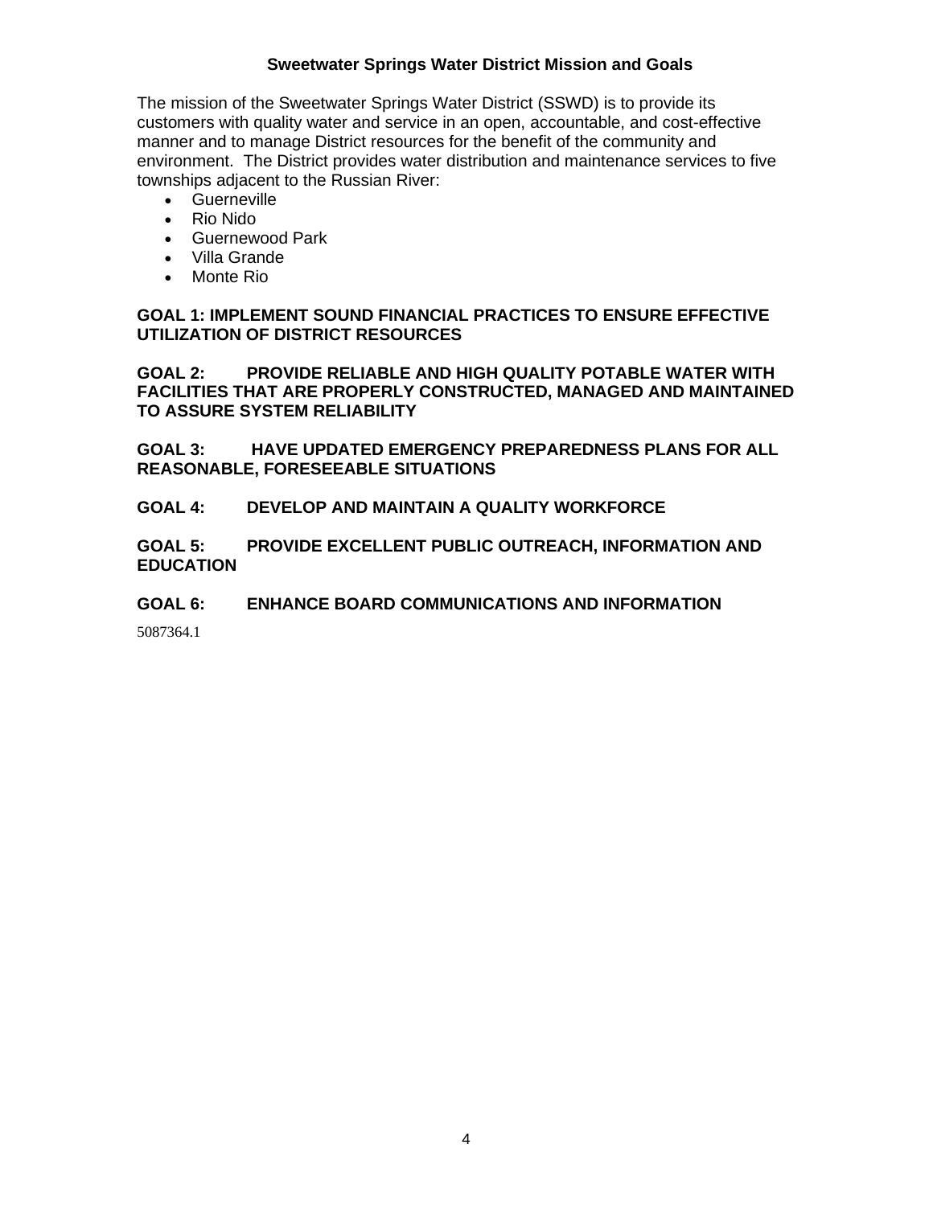## Sweetwater Springs Water District Mission and Goals

The mission of the Sweetwater Springs Water District (SSWD) is to provide its customers with quality water and service in an open, accountable, and cost-effective manner and to manage District resources for the benefit of the community and environment. The District provides water distribution and maintenance services to five townships adjacent to the Russian River:

- Guerneville
- Rio Nido
- Guernewood Park
- Villa Grande
- Monte Rio

**GOAL 1: IMPLEMENT SOUND FINANCIAL PRACTICES TO ENSURE EFFECTIVE UTILIZATION OF DISTRICT RESOURCES**

**GOAL 2: PROVIDE RELIABLE AND HIGH QUALITY POTABLE WATER WITH FACILITIES THAT ARE PROPERLY CONSTRUCTED, MANAGED AND MAINTAINED TO ASSURE SYSTEM RELIABILITY**

**GOAL 3: HAVE UPDATED EMERGENCY PREPAREDNESS PLANS FOR ALL REASONABLE, FORESEEABLE SITUATIONS**

**GOAL 4: DEVELOP AND MAINTAIN A QUALITY WORKFORCE**

**GOAL 5: PROVIDE EXCELLENT PUBLIC OUTREACH, INFORMATION AND EDUCATION**

**GOAL 6: ENHANCE BOARD COMMUNICATIONS AND INFORMATION**

5087364.1